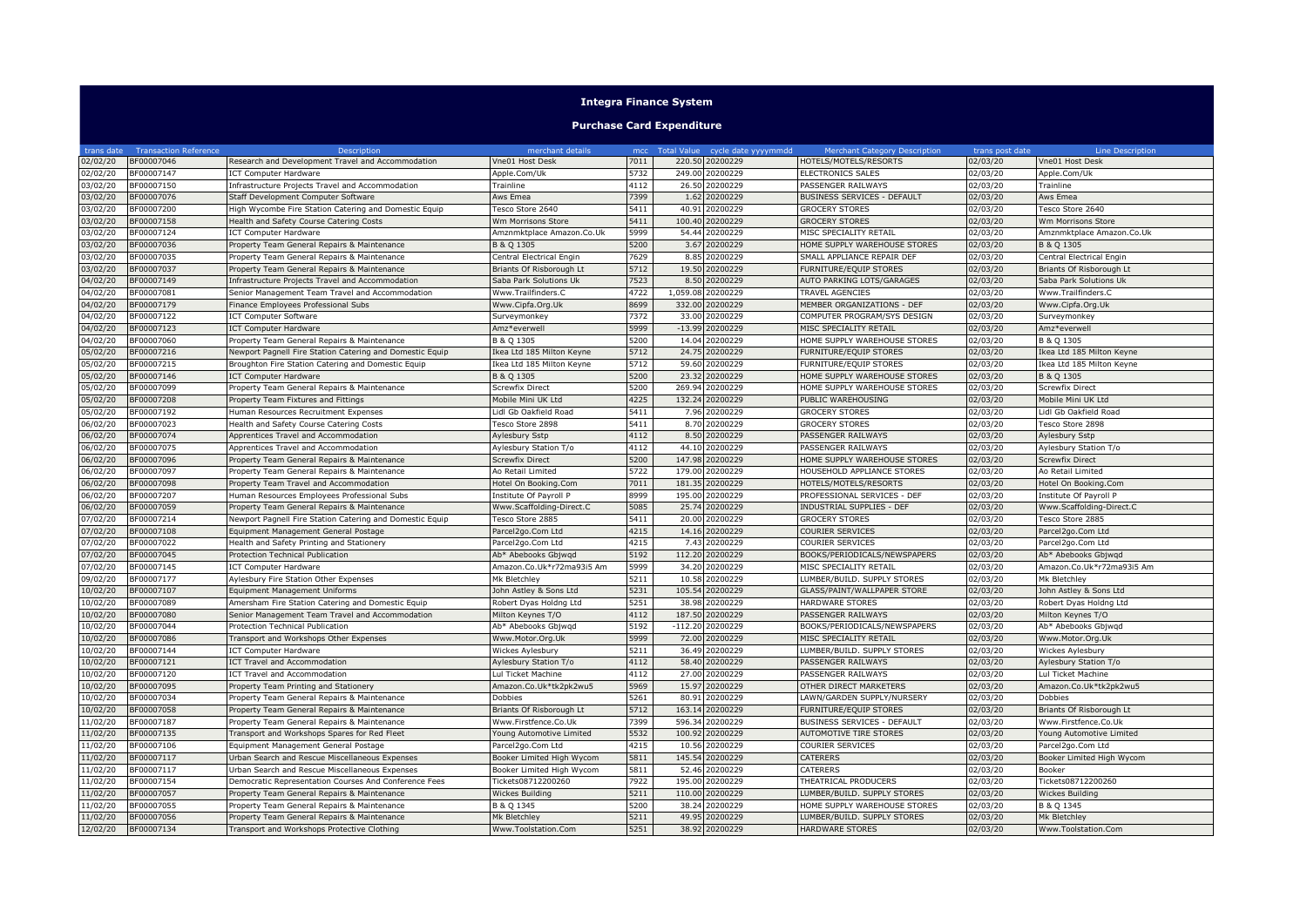# Integra Finance System

## Purchase Card Expenditure

| trans date | Transaction Reference | Description | merchant details | mcc | Total Value | cycle date yyyymmdd | Merchant Category Description | trans post date | Line Description |
|---|---|---|---|---|---|---|---|---|---|
| 02/02/20 | BF00007046 | Research and Development Travel and Accommodation | Vne01 Host Desk | 7011 | 220.50 | 20200229 | HOTELS/MOTELS/RESORTS | 02/03/20 | Vne01 Host Desk |
| 02/02/20 | BF00007147 | ICT Computer Hardware | Apple.Com/Uk | 5732 | 249.00 | 20200229 | ELECTRONICS SALES | 02/03/20 | Apple.Com/Uk |
| 03/02/20 | BF00007150 | Infrastructure Projects Travel and Accommodation | Trainline | 4112 | 26.50 | 20200229 | PASSENGER RAILWAYS | 02/03/20 | Trainline |
| 03/02/20 | BF00007076 | Staff Development Computer Software | Aws Emea | 7399 | 1.62 | 20200229 | BUSINESS SERVICES - DEFAULT | 02/03/20 | Aws Emea |
| 03/02/20 | BF00007200 | High Wycombe Fire Station Catering and Domestic Equip | Tesco Store 2640 | 5411 | 40.91 | 20200229 | GROCERY STORES | 02/03/20 | Tesco Store 2640 |
| 03/02/20 | BF00007158 | Health and Safety Course Catering Costs | Wm Morrisons Store | 5411 | 100.40 | 20200229 | GROCERY STORES | 02/03/20 | Wm Morrisons Store |
| 03/02/20 | BF00007124 | ICT Computer Hardware | Amznmktplace Amazon.Co.Uk | 5999 | 54.44 | 20200229 | MISC SPECIALITY RETAIL | 02/03/20 | Amznmktplace Amazon.Co.Uk |
| 03/02/20 | BF00007036 | Property Team General Repairs & Maintenance | B & Q 1305 | 5200 | 3.67 | 20200229 | HOME SUPPLY WAREHOUSE STORES | 02/03/20 | B & Q 1305 |
| 03/02/20 | BF00007035 | Property Team General Repairs & Maintenance | Central Electrical Engin | 7629 | 8.85 | 20200229 | SMALL APPLIANCE REPAIR DEF | 02/03/20 | Central Electrical Engin |
| 03/02/20 | BF00007037 | Property Team General Repairs & Maintenance | Briants Of Risborough Lt | 5712 | 19.50 | 20200229 | FURNITURE/EQUIP STORES | 02/03/20 | Briants Of Risborough Lt |
| 04/02/20 | BF00007149 | Infrastructure Projects Travel and Accommodation | Saba Park Solutions Uk | 7523 | 8.50 | 20200229 | AUTO PARKING LOTS/GARAGES | 02/03/20 | Saba Park Solutions Uk |
| 04/02/20 | BF00007081 | Senior Management Team Travel and Accommodation | Www.Trailfinders.C | 4722 | 1,059.08 | 20200229 | TRAVEL AGENCIES | 02/03/20 | Www.Trailfinders.C |
| 04/02/20 | BF00007179 | Finance Employees Professional Subs | Www.Cipfa.Org.Uk | 8699 | 332.00 | 20200229 | MEMBER ORGANIZATIONS - DEF | 02/03/20 | Www.Cipfa.Org.Uk |
| 04/02/20 | BF00007122 | ICT Computer Software | Surveymonkey | 7372 | 33.00 | 20200229 | COMPUTER PROGRAM/SYS DESIGN | 02/03/20 | Surveymonkey |
| 04/02/20 | BF00007123 | ICT Computer Hardware | Amz*everwell | 5999 | -13.99 | 20200229 | MISC SPECIALITY RETAIL | 02/03/20 | Amz*everwell |
| 04/02/20 | BF00007060 | Property Team General Repairs & Maintenance | B & Q 1305 | 5200 | 14.04 | 20200229 | HOME SUPPLY WAREHOUSE STORES | 02/03/20 | B & Q 1305 |
| 05/02/20 | BF00007216 | Newport Pagnell Fire Station Catering and Domestic Equip | Ikea Ltd 185 Milton Keyne | 5712 | 24.75 | 20200229 | FURNITURE/EQUIP STORES | 02/03/20 | Ikea Ltd 185 Milton Keyne |
| 05/02/20 | BF00007215 | Broughton Fire Station Catering and Domestic Equip | Ikea Ltd 185 Milton Keyne | 5712 | 59.60 | 20200229 | FURNITURE/EQUIP STORES | 02/03/20 | Ikea Ltd 185 Milton Keyne |
| 05/02/20 | BF00007146 | ICT Computer Hardware | B & Q 1305 | 5200 | 23.32 | 20200229 | HOME SUPPLY WAREHOUSE STORES | 02/03/20 | B & Q 1305 |
| 05/02/20 | BF00007099 | Property Team General Repairs & Maintenance | Screwfix Direct | 5200 | 269.94 | 20200229 | HOME SUPPLY WAREHOUSE STORES | 02/03/20 | Screwfix Direct |
| 05/02/20 | BF00007208 | Property Team Fixtures and Fittings | Mobile Mini UK Ltd | 4225 | 132.24 | 20200229 | PUBLIC WAREHOUSING | 02/03/20 | Mobile Mini UK Ltd |
| 05/02/20 | BF00007192 | Human Resources Recruitment Expenses | Lidl Gb Oakfield Road | 5411 | 7.96 | 20200229 | GROCERY STORES | 02/03/20 | Lidl Gb Oakfield Road |
| 06/02/20 | BF00007023 | Health and Safety Course Catering Costs | Tesco Store 2898 | 5411 | 8.70 | 20200229 | GROCERY STORES | 02/03/20 | Tesco Store 2898 |
| 06/02/20 | BF00007074 | Apprentices Travel and Accommodation | Aylesbury Sstp | 4112 | 8.50 | 20200229 | PASSENGER RAILWAYS | 02/03/20 | Aylesbury Sstp |
| 06/02/20 | BF00007075 | Apprentices Travel and Accommodation | Aylesbury Station T/o | 4112 | 44.10 | 20200229 | PASSENGER RAILWAYS | 02/03/20 | Aylesbury Station T/o |
| 06/02/20 | BF00007096 | Property Team General Repairs & Maintenance | Screwfix Direct | 5200 | 147.98 | 20200229 | HOME SUPPLY WAREHOUSE STORES | 02/03/20 | Screwfix Direct |
| 06/02/20 | BF00007097 | Property Team General Repairs & Maintenance | Ao Retail Limited | 5722 | 179.00 | 20200229 | HOUSEHOLD APPLIANCE STORES | 02/03/20 | Ao Retail Limited |
| 06/02/20 | BF00007098 | Property Team Travel and Accommodation | Hotel On Booking.Com | 7011 | 181.35 | 20200229 | HOTELS/MOTELS/RESORTS | 02/03/20 | Hotel On Booking.Com |
| 06/02/20 | BF00007207 | Human Resources Employees Professional Subs | Institute Of Payroll P | 8999 | 195.00 | 20200229 | PROFESSIONAL SERVICES - DEF | 02/03/20 | Institute Of Payroll P |
| 06/02/20 | BF00007059 | Property Team General Repairs & Maintenance | Www.Scaffolding-Direct.C | 5085 | 25.74 | 20200229 | INDUSTRIAL SUPPLIES - DEF | 02/03/20 | Www.Scaffolding-Direct.C |
| 07/02/20 | BF00007214 | Newport Pagnell Fire Station Catering and Domestic Equip | Tesco Store 2885 | 5411 | 20.00 | 20200229 | GROCERY STORES | 02/03/20 | Tesco Store 2885 |
| 07/02/20 | BF00007108 | Equipment Management General Postage | Parcel2go.Com Ltd | 4215 | 14.16 | 20200229 | COURIER SERVICES | 02/03/20 | Parcel2go.Com Ltd |
| 07/02/20 | BF00007022 | Health and Safety Printing and Stationery | Parcel2go.Com Ltd | 4215 | 7.43 | 20200229 | COURIER SERVICES | 02/03/20 | Parcel2go.Com Ltd |
| 07/02/20 | BF00007045 | Protection Technical Publication | Ab* Abebooks Gbjwqd | 5192 | 112.20 | 20200229 | BOOKS/PERIODICALS/NEWSPAPERS | 02/03/20 | Ab* Abebooks Gbjwqd |
| 07/02/20 | BF00007145 | ICT Computer Hardware | Amazon.Co.Uk*r72ma93i5 Am | 5999 | 34.20 | 20200229 | MISC SPECIALITY RETAIL | 02/03/20 | Amazon.Co.Uk*r72ma93i5 Am |
| 09/02/20 | BF00007177 | Aylesbury Fire Station Other Expenses | Mk Bletchley | 5211 | 10.58 | 20200229 | LUMBER/BUILD. SUPPLY STORES | 02/03/20 | Mk Bletchley |
| 10/02/20 | BF00007107 | Equipment Management Uniforms | John Astley & Sons Ltd | 5231 | 105.54 | 20200229 | GLASS/PAINT/WALLPAPER STORE | 02/03/20 | John Astley & Sons Ltd |
| 10/02/20 | BF00007089 | Amersham Fire Station Catering and Domestic Equip | Robert Dyas Holdng Ltd | 5251 | 38.98 | 20200229 | HARDWARE STORES | 02/03/20 | Robert Dyas Holdng Ltd |
| 10/02/20 | BF00007080 | Senior Management Team Travel and Accommodation | Milton Keynes T/O | 4112 | 187.50 | 20200229 | PASSENGER RAILWAYS | 02/03/20 | Milton Keynes T/O |
| 10/02/20 | BF00007044 | Protection Technical Publication | Ab* Abebooks Gbjwqd | 5192 | -112.20 | 20200229 | BOOKS/PERIODICALS/NEWSPAPERS | 02/03/20 | Ab* Abebooks Gbjwqd |
| 10/02/20 | BF00007086 | Transport and Workshops Other Expenses | Www.Motor.Org.Uk | 5999 | 72.00 | 20200229 | MISC SPECIALITY RETAIL | 02/03/20 | Www.Motor.Org.Uk |
| 10/02/20 | BF00007144 | ICT Computer Hardware | Wickes Aylesbury | 5211 | 36.49 | 20200229 | LUMBER/BUILD. SUPPLY STORES | 02/03/20 | Wickes Aylesbury |
| 10/02/20 | BF00007121 | ICT Travel and Accommodation | Aylesbury Station T/o | 4112 | 58.40 | 20200229 | PASSENGER RAILWAYS | 02/03/20 | Aylesbury Station T/o |
| 10/02/20 | BF00007120 | ICT Travel and Accommodation | Lul Ticket Machine | 4112 | 27.00 | 20200229 | PASSENGER RAILWAYS | 02/03/20 | Lul Ticket Machine |
| 10/02/20 | BF00007095 | Property Team Printing and Stationery | Amazon.Co.Uk*tk2pk2wu5 | 5969 | 15.97 | 20200229 | OTHER DIRECT MARKETERS | 02/03/20 | Amazon.Co.Uk*tk2pk2wu5 |
| 10/02/20 | BF00007034 | Property Team General Repairs & Maintenance | Dobbies | 5261 | 80.91 | 20200229 | LAWN/GARDEN SUPPLY/NURSERY | 02/03/20 | Dobbies |
| 10/02/20 | BF00007058 | Property Team General Repairs & Maintenance | Briants Of Risborough Lt | 5712 | 163.14 | 20200229 | FURNITURE/EQUIP STORES | 02/03/20 | Briants Of Risborough Lt |
| 11/02/20 | BF00007187 | Property Team General Repairs & Maintenance | Www.Firstfence.Co.Uk | 7399 | 596.34 | 20200229 | BUSINESS SERVICES - DEFAULT | 02/03/20 | Www.Firstfence.Co.Uk |
| 11/02/20 | BF00007135 | Transport and Workshops Spares for Red Fleet | Young Automotive Limited | 5532 | 100.92 | 20200229 | AUTOMOTIVE TIRE STORES | 02/03/20 | Young Automotive Limited |
| 11/02/20 | BF00007106 | Equipment Management General Postage | Parcel2go.Com Ltd | 4215 | 10.56 | 20200229 | COURIER SERVICES | 02/03/20 | Parcel2go.Com Ltd |
| 11/02/20 | BF00007117 | Urban Search and Rescue Miscellaneous Expenses | Booker Limited High Wycom | 5811 | 145.54 | 20200229 | CATERERS | 02/03/20 | Booker Limited High Wycom |
| 11/02/20 | BF00007117 | Urban Search and Rescue Miscellaneous Expenses | Booker Limited High Wycom | 5811 | 52.46 | 20200229 | CATERERS | 02/03/20 | Booker |
| 11/02/20 | BF00007154 | Democratic Representation Courses And Conference Fees | Tickets08712200260 | 7922 | 195.00 | 20200229 | THEATRICAL PRODUCERS | 02/03/20 | Tickets08712200260 |
| 11/02/20 | BF00007057 | Property Team General Repairs & Maintenance | Wickes Building | 5211 | 110.00 | 20200229 | LUMBER/BUILD. SUPPLY STORES | 02/03/20 | Wickes Building |
| 11/02/20 | BF00007055 | Property Team General Repairs & Maintenance | B & Q 1345 | 5200 | 38.24 | 20200229 | HOME SUPPLY WAREHOUSE STORES | 02/03/20 | B & Q 1345 |
| 11/02/20 | BF00007056 | Property Team General Repairs & Maintenance | Mk Bletchley | 5211 | 49.95 | 20200229 | LUMBER/BUILD. SUPPLY STORES | 02/03/20 | Mk Bletchley |
| 12/02/20 | BF00007134 | Transport and Workshops Protective Clothing | Www.Toolstation.Com | 5251 | 38.92 | 20200229 | HARDWARE STORES | 02/03/20 | Www.Toolstation.Com |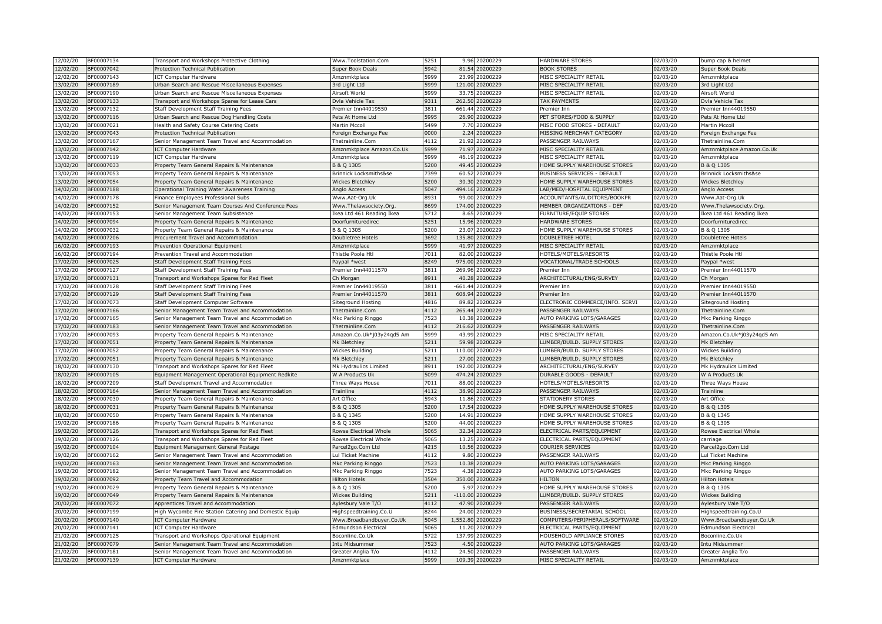| 12/02/20 | BF00007134 | Transport and Workshops Protective Clothing | Www.Toolstation.Com | 5251 | 9.96 | 20200229 | HARDWARE STORES | 02/03/20 | bump cap & helmet |
|---|---|---|---|---|---|---|---|---|---|
| 12/02/20 | BF00007042 | Protection Technical Publication | Super Book Deals | 5942 | 81.54 | 20200229 | BOOK STORES | 02/03/20 | Super Book Deals |
| 12/02/20 | BF00007143 | ICT Computer Hardware | Amznmktplace | 5999 | 23.99 | 20200229 | MISC SPECIALITY RETAIL | 02/03/20 | Amznmktplace |
| 13/02/20 | BF00007189 | Urban Search and Rescue Miscellaneous Expenses | 3rd Light Ltd | 5999 | 121.00 | 20200229 | MISC SPECIALITY RETAIL | 02/03/20 | 3rd Light Ltd |
| 13/02/20 | BF00007190 | Urban Search and Rescue Miscellaneous Expenses | Airsoft World | 5999 | 33.75 | 20200229 | MISC SPECIALITY RETAIL | 02/03/20 | Airsoft World |
| 13/02/20 | BF00007133 | Transport and Workshops Spares for Lease Cars | Dvla Vehicle Tax | 9311 | 262.50 | 20200229 | TAX PAYMENTS | 02/03/20 | Dvla Vehicle Tax |
| 13/02/20 | BF00007132 | Staff Development Staff Training Fees | Premier Inn44019550 | 3811 | 661.44 | 20200229 | Premier Inn | 02/03/20 | Premier Inn44019550 |
| 13/02/20 | BF00007116 | Urban Search and Rescue Dog Handling Costs | Pets At Home Ltd | 5995 | 26.90 | 20200229 | PET STORES/FOOD & SUPPLY | 02/03/20 | Pets At Home Ltd |
| 13/02/20 | BF00007021 | Health and Safety Course Catering Costs | Martin Mccoll | 5499 | 7.70 | 20200229 | MISC FOOD STORES - DEFAULT | 02/03/20 | Martin Mccoll |
| 13/02/20 | BF00007043 | Protection Technical Publication | Foreign Exchange Fee | 0000 | 2.24 | 20200229 | MISSING MERCHANT CATEGORY | 02/03/20 | Foreign Exchange Fee |
| 13/02/20 | BF00007167 | Senior Management Team Travel and Accommodation | Thetrainline.Com | 4112 | 21.92 | 20200229 | PASSENGER RAILWAYS | 02/03/20 | Thetrainline.Com |
| 13/02/20 | BF00007142 | ICT Computer Hardware | Amznmktplace Amazon.Co.Uk | 5999 | 71.97 | 20200229 | MISC SPECIALITY RETAIL | 02/03/20 | Amznmktplace Amazon.Co.Uk |
| 13/02/20 | BF00007119 | ICT Computer Hardware | Amznmktplace | 5999 | 46.19 | 20200229 | MISC SPECIALITY RETAIL | 02/03/20 | Amznmktplace |
| 13/02/20 | BF00007033 | Property Team General Repairs & Maintenance | B & Q 1305 | 5200 | 49.45 | 20200229 | HOME SUPPLY WAREHOUSE STORES | 02/03/20 | B & Q 1305 |
| 13/02/20 | BF00007053 | Property Team General Repairs & Maintenance | Brinnick Locksmiths&se | 7399 | 60.52 | 20200229 | BUSINESS SERVICES - DEFAULT | 02/03/20 | Brinnick Locksmiths&se |
| 13/02/20 | BF00007054 | Property Team General Repairs & Maintenance | Wickes Bletchley | 5200 | 30.30 | 20200229 | HOME SUPPLY WAREHOUSE STORES | 02/03/20 | Wickes Bletchley |
| 14/02/20 | BF00007188 | Operational Training Water Awareness Training | Anglo Access | 5047 | 494.16 | 20200229 | LAB/MED/HOSPITAL EQUIPMENT | 02/03/20 | Anglo Access |
| 14/02/20 | BF00007178 | Finance Employees Professional Subs | Www.Aat-Org.Uk | 8931 | 99.00 | 20200229 | ACCOUNTANTS/AUDITORS/BOOKPR | 02/03/20 | Www.Aat-Org.Uk |
| 14/02/20 | BF00007152 | Senior Management Team Courses And Conference Fees | Www.Thelawsociety.Org. | 8699 | 174.00 | 20200229 | MEMBER ORGANIZATIONS - DEF | 02/03/20 | Www.Thelawsociety.Org. |
| 14/02/20 | BF00007153 | Senior Management Team Subsistence | Ikea Ltd 461 Reading Ikea | 5712 | 8.65 | 20200229 | FURNITURE/EQUIP STORES | 02/03/20 | Ikea Ltd 461 Reading Ikea |
| 14/02/20 | BF00007094 | Property Team General Repairs & Maintenance | Doorfurnituredirec | 5251 | 15.96 | 20200229 | HARDWARE STORES | 02/03/20 | Doorfurnituredirec |
| 14/02/20 | BF00007032 | Property Team General Repairs & Maintenance | B & Q 1305 | 5200 | 23.07 | 20200229 | HOME SUPPLY WAREHOUSE STORES | 02/03/20 | B & Q 1305 |
| 14/02/20 | BF00007206 | Procurement Travel and Accommodation | Doubletree Hotels | 3692 | 135.80 | 20200229 | DOUBLETREE HOTEL | 02/03/20 | Doubletree Hotels |
| 16/02/20 | BF00007193 | Prevention Operational Equipment | Amznmktplace | 5999 | 41.97 | 20200229 | MISC SPECIALITY RETAIL | 02/03/20 | Amznmktplace |
| 16/02/20 | BF00007194 | Prevention Travel and Accommodation | Thistle Poole Htl | 7011 | 82.00 | 20200229 | HOTELS/MOTELS/RESORTS | 02/03/20 | Thistle Poole Htl |
| 17/02/20 | BF00007025 | Staff Development Staff Training Fees | Paypal *west | 8249 | 975.00 | 20200229 | VOCATIONAL/TRADE SCHOOLS | 02/03/20 | Paypal *west |
| 17/02/20 | BF00007127 | Staff Development Staff Training Fees | Premier Inn44011570 | 3811 | 269.96 | 20200229 | Premier Inn | 02/03/20 | Premier Inn44011570 |
| 17/02/20 | BF00007131 | Transport and Workshops Spares for Red Fleet | Ch Morgan | 8911 | 40.28 | 20200229 | ARCHITECTURAL/ENG/SURVEY | 02/03/20 | Ch Morgan |
| 17/02/20 | BF00007128 | Staff Development Staff Training Fees | Premier Inn44019550 | 3811 | -661.44 | 20200229 | Premier Inn | 02/03/20 | Premier Inn44019550 |
| 17/02/20 | BF00007129 | Staff Development Staff Training Fees | Premier Inn44011570 | 3811 | 608.94 | 20200229 | Premier Inn | 02/03/20 | Premier Inn44011570 |
| 17/02/20 | BF00007073 | Staff Development Computer Software | Siteground Hosting | 4816 | 89.82 | 20200229 | ELECTRONIC COMMERCE/INFO. SERVI | 02/03/20 | Siteground Hosting |
| 17/02/20 | BF00007166 | Senior Management Team Travel and Accommodation | Thetrainline.Com | 4112 | 265.44 | 20200229 | PASSENGER RAILWAYS | 02/03/20 | Thetrainline.Com |
| 17/02/20 | BF00007165 | Senior Management Team Travel and Accommodation | Mkc Parking Ringgo | 7523 | 10.38 | 20200229 | AUTO PARKING LOTS/GARAGES | 02/03/20 | Mkc Parking Ringgo |
| 17/02/20 | BF00007183 | Senior Management Team Travel and Accommodation | Thetrainline.Com | 4112 | 216.62 | 20200229 | PASSENGER RAILWAYS | 02/03/20 | Thetrainline.Com |
| 17/02/20 | BF00007093 | Property Team General Repairs & Maintenance | Amazon.Co.Uk*j03y24qd5 Am | 5999 | 43.99 | 20200229 | MISC SPECIALITY RETAIL | 02/03/20 | Amazon.Co.Uk*j03y24qd5 Am |
| 17/02/20 | BF00007051 | Property Team General Repairs & Maintenance | Mk Bletchley | 5211 | 59.98 | 20200229 | LUMBER/BUILD. SUPPLY STORES | 02/03/20 | Mk Bletchley |
| 17/02/20 | BF00007052 | Property Team General Repairs & Maintenance | Wickes Building | 5211 | 110.00 | 20200229 | LUMBER/BUILD. SUPPLY STORES | 02/03/20 | Wickes Building |
| 17/02/20 | BF00007051 | Property Team General Repairs & Maintenance | Mk Bletchley | 5211 | 27.00 | 20200229 | LUMBER/BUILD. SUPPLY STORES | 02/03/20 | Mk Bletchley |
| 18/02/20 | BF00007130 | Transport and Workshops Spares for Red Fleet | Mk Hydraulics Limited | 8911 | 192.00 | 20200229 | ARCHITECTURAL/ENG/SURVEY | 02/03/20 | Mk Hydraulics Limited |
| 18/02/20 | BF00007105 | Equipment Management Operational Equipment Redkite | W A Products Uk | 5099 | 474.24 | 20200229 | DURABLE GOODS - DEFAULT | 02/03/20 | W A Products Uk |
| 18/02/20 | BF00007209 | Staff Development Travel and Accommodation | Three Ways House | 7011 | 88.00 | 20200229 | HOTELS/MOTELS/RESORTS | 02/03/20 | Three Ways House |
| 18/02/20 | BF00007164 | Senior Management Team Travel and Accommodation | Trainline | 4112 | 38.90 | 20200229 | PASSENGER RAILWAYS | 02/03/20 | Trainline |
| 18/02/20 | BF00007030 | Property Team General Repairs & Maintenance | Art Office | 5943 | 11.86 | 20200229 | STATIONERY STORES | 02/03/20 | Art Office |
| 18/02/20 | BF00007031 | Property Team General Repairs & Maintenance | B & Q 1305 | 5200 | 17.54 | 20200229 | HOME SUPPLY WAREHOUSE STORES | 02/03/20 | B & Q 1305 |
| 18/02/20 | BF00007050 | Property Team General Repairs & Maintenance | B & Q 1345 | 5200 | 14.91 | 20200229 | HOME SUPPLY WAREHOUSE STORES | 02/03/20 | B & Q 1345 |
| 19/02/20 | BF00007186 | Property Team General Repairs & Maintenance | B & Q 1305 | 5200 | 44.00 | 20200229 | HOME SUPPLY WAREHOUSE STORES | 02/03/20 | B & Q 1305 |
| 19/02/20 | BF00007126 | Transport and Workshops Spares for Red Fleet | Rowse Electrical Whole | 5065 | 32.34 | 20200229 | ELECTRICAL PARTS/EQUIPMENT | 02/03/20 | Rowse Electrical Whole |
| 19/02/20 | BF00007126 | Transport and Workshops Spares for Red Fleet | Rowse Electrical Whole | 5065 | 13.25 | 20200229 | ELECTRICAL PARTS/EQUIPMENT | 02/03/20 | carriage |
| 19/02/20 | BF00007104 | Equipment Management General Postage | Parcel2go.Com Ltd | 4215 | 10.56 | 20200229 | COURIER SERVICES | 02/03/20 | Parcel2go.Com Ltd |
| 19/02/20 | BF00007162 | Senior Management Team Travel and Accommodation | Lul Ticket Machine | 4112 | 9.80 | 20200229 | PASSENGER RAILWAYS | 02/03/20 | Lul Ticket Machine |
| 19/02/20 | BF00007163 | Senior Management Team Travel and Accommodation | Mkc Parking Ringgo | 7523 | 10.38 | 20200229 | AUTO PARKING LOTS/GARAGES | 02/03/20 | Mkc Parking Ringgo |
| 19/02/20 | BF00007182 | Senior Management Team Travel and Accommodation | Mkc Parking Ringgo | 7523 | 4.38 | 20200229 | AUTO PARKING LOTS/GARAGES | 02/03/20 | Mkc Parking Ringgo |
| 19/02/20 | BF00007092 | Property Team Travel and Accommodation | Hilton Hotels | 3504 | 350.00 | 20200229 | HILTON | 02/03/20 | Hilton Hotels |
| 19/02/20 | BF00007029 | Property Team General Repairs & Maintenance | B & Q 1305 | 5200 | 5.97 | 20200229 | HOME SUPPLY WAREHOUSE STORES | 02/03/20 | B & Q 1305 |
| 19/02/20 | BF00007049 | Property Team General Repairs & Maintenance | Wickes Building | 5211 | -110.00 | 20200229 | LUMBER/BUILD. SUPPLY STORES | 02/03/20 | Wickes Building |
| 20/02/20 | BF00007072 | Apprentices Travel and Accommodation | Aylesbury Vale T/O | 4112 | 47.90 | 20200229 | PASSENGER RAILWAYS | 02/03/20 | Aylesbury Vale T/O |
| 20/02/20 | BF00007199 | High Wycombe Fire Station Catering and Domestic Equip | Highspeedtraining.Co.U | 8244 | 24.00 | 20200229 | BUSINESS/SECRETARIAL SCHOOL | 02/03/20 | Highspeedtraining.Co.U |
| 20/02/20 | BF00007140 | ICT Computer Hardware | Www.Broadbandbuyer.Co.Uk | 5045 | 1,552.80 | 20200229 | COMPUTERS/PERIPHERALS/SOFTWARE | 02/03/20 | Www.Broadbandbuyer.Co.Uk |
| 20/02/20 | BF00007141 | ICT Computer Hardware | Edmundson Electrical | 5065 | 11.20 | 20200229 | ELECTRICAL PARTS/EQUIPMENT | 02/03/20 | Edmundson Electrical |
| 21/02/20 | BF00007125 | Transport and Workshops Operational Equipment | Boconline.Co.Uk | 5722 | 137.99 | 20200229 | HOUSEHOLD APPLIANCE STORES | 02/03/20 | Boconline.Co.Uk |
| 21/02/20 | BF00007079 | Senior Management Team Travel and Accommodation | Intu Midsummer | 7523 | 4.50 | 20200229 | AUTO PARKING LOTS/GARAGES | 02/03/20 | Intu Midsummer |
| 21/02/20 | BF00007181 | Senior Management Team Travel and Accommodation | Greater Anglia T/o | 4112 | 24.50 | 20200229 | PASSENGER RAILWAYS | 02/03/20 | Greater Anglia T/o |
| 21/02/20 | BF00007139 | ICT Computer Hardware | Amznmktplace | 5999 | 109.39 | 20200229 | MISC SPECIALITY RETAIL | 02/03/20 | Amznmktplace |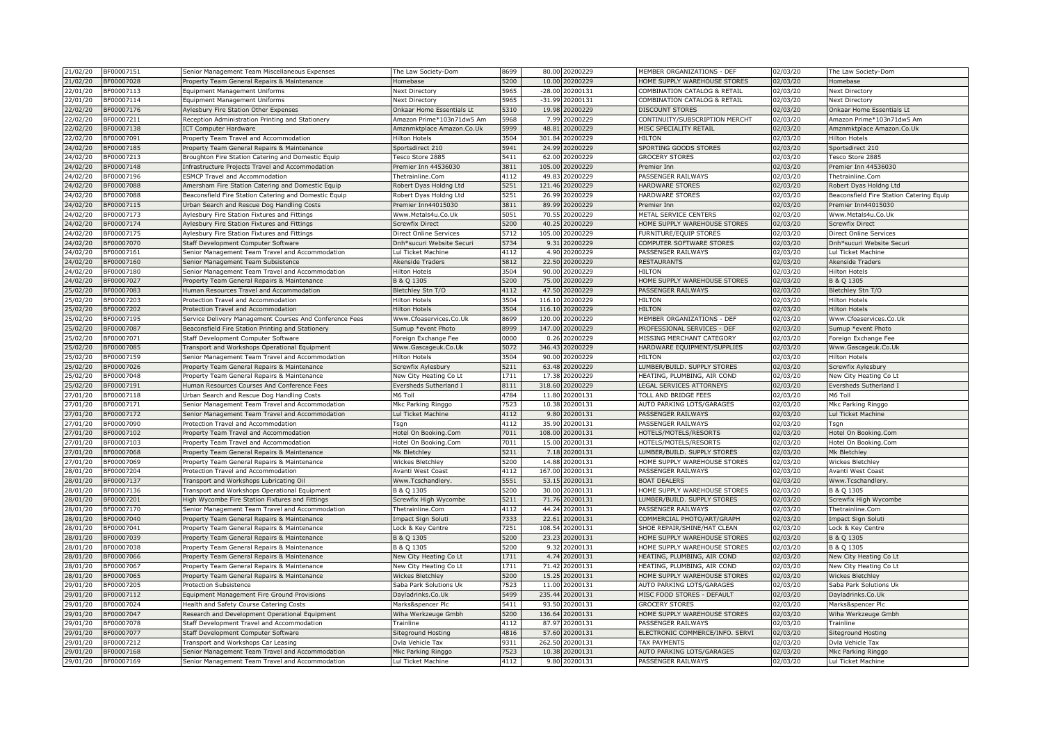| 21/02/20 | BF00007151 | Senior Management Team Miscellaneous Expenses | The Law Society-Dom | 8699 | 80.00 | 20200229 | MEMBER ORGANIZATIONS - DEF | 02/03/20 | The Law Society-Dom |
|---|---|---|---|---|---|---|---|---|---|
| 21/02/20 | BF00007028 | Property Team General Repairs & Maintenance | Homebase | 5200 | 10.00 | 20200229 | HOME SUPPLY WAREHOUSE STORES | 02/03/20 | Homebase |
| 22/01/20 | BF00007113 | Equipment Management Uniforms | Next Directory | 5965 | -28.00 | 20200131 | COMBINATION CATALOG & RETAIL | 02/03/20 | Next Directory |
| 22/01/20 | BF00007114 | Equipment Management Uniforms | Next Directory | 5965 | -31.99 | 20200131 | COMBINATION CATALOG & RETAIL | 02/03/20 | Next Directory |
| 22/02/20 | BF00007176 | Aylesbury Fire Station Other Expenses | Onkaar Home Essentials Lt | 5310 | 19.98 | 20200229 | DISCOUNT STORES | 02/03/20 | Onkaar Home Essentials Lt |
| 22/02/20 | BF00007211 | Reception Administration Printing and Stationery | Amazon Prime*103n71dw5 Am | 5968 | 7.99 | 20200229 | CONTINUITY/SUBSCRIPTION MERCHT | 02/03/20 | Amazon Prime*103n71dw5 Am |
| 22/02/20 | BF00007138 | ICT Computer Hardware | Amznmktplace Amazon.Co.Uk | 5999 | 48.81 | 20200229 | MISC SPECIALITY RETAIL | 02/03/20 | Amznmktplace Amazon.Co.Uk |
| 22/02/20 | BF00007091 | Property Team Travel and Accommodation | Hilton Hotels | 3504 | 301.84 | 20200229 | HILTON | 02/03/20 | Hilton Hotels |
| 24/02/20 | BF00007185 | Property Team General Repairs & Maintenance | Sportsdirect 210 | 5941 | 24.99 | 20200229 | SPORTING GOODS STORES | 02/03/20 | Sportsdirect 210 |
| 24/02/20 | BF00007213 | Broughton Fire Station Catering and Domestic Equip | Tesco Store 2885 | 5411 | 62.00 | 20200229 | GROCERY STORES | 02/03/20 | Tesco Store 2885 |
| 24/02/20 | BF00007148 | Infrastructure Projects Travel and Accommodation | Premier Inn 44536030 | 3811 | 105.00 | 20200229 | Premier Inn | 02/03/20 | Premier Inn 44536030 |
| 24/02/20 | BF00007196 | ESMCP Travel and Accommodation | Thetrainline.Com | 4112 | 49.83 | 20200229 | PASSENGER RAILWAYS | 02/03/20 | Thetrainline.Com |
| 24/02/20 | BF00007088 | Amersham Fire Station Catering and Domestic Equip | Robert Dyas Holdng Ltd | 5251 | 121.46 | 20200229 | HARDWARE STORES | 02/03/20 | Robert Dyas Holdng Ltd |
| 24/02/20 | BF00007088 | Beaconsfield Fire Station Catering and Domestic Equip | Robert Dyas Holdng Ltd | 5251 | 26.99 | 20200229 | HARDWARE STORES | 02/03/20 | Beaconsfield Fire Station Catering Equip |
| 24/02/20 | BF00007115 | Urban Search and Rescue Dog Handling Costs | Premier Inn44015030 | 3811 | 89.99 | 20200229 | Premier Inn | 02/03/20 | Premier Inn44015030 |
| 24/02/20 | BF00007173 | Aylesbury Fire Station Fixtures and Fittings | Www.Metals4u.Co.Uk | 5051 | 70.55 | 20200229 | METAL SERVICE CENTERS | 02/03/20 | Www.Metals4u.Co.Uk |
| 24/02/20 | BF00007174 | Aylesbury Fire Station Fixtures and Fittings | Screwfix Direct | 5200 | 40.25 | 20200229 | HOME SUPPLY WAREHOUSE STORES | 02/03/20 | Screwfix Direct |
| 24/02/20 | BF00007175 | Aylesbury Fire Station Fixtures and Fittings | Direct Online Services | 5712 | 105.00 | 20200229 | FURNITURE/EQUIP STORES | 02/03/20 | Direct Online Services |
| 24/02/20 | BF00007070 | Staff Development Computer Software | Dnh*sucuri Website Securi | 5734 | 9.31 | 20200229 | COMPUTER SOFTWARE STORES | 02/03/20 | Dnh*sucuri Website Securi |
| 24/02/20 | BF00007161 | Senior Management Team Travel and Accommodation | Lul Ticket Machine | 4112 | 4.90 | 20200229 | PASSENGER RAILWAYS | 02/03/20 | Lul Ticket Machine |
| 24/02/20 | BF00007160 | Senior Management Team Subsistence | Akenside Traders | 5812 | 22.50 | 20200229 | RESTAURANTS | 02/03/20 | Akenside Traders |
| 24/02/20 | BF00007180 | Senior Management Team Travel and Accommodation | Hilton Hotels | 3504 | 90.00 | 20200229 | HILTON | 02/03/20 | Hilton Hotels |
| 24/02/20 | BF00007027 | Property Team General Repairs & Maintenance | B & Q 1305 | 5200 | 75.00 | 20200229 | HOME SUPPLY WAREHOUSE STORES | 02/03/20 | B & Q 1305 |
| 25/02/20 | BF00007083 | Human Resources Travel and Accommodation | Bletchley Stn T/O | 4112 | 47.50 | 20200229 | PASSENGER RAILWAYS | 02/03/20 | Bletchley Stn T/O |
| 25/02/20 | BF00007203 | Protection Travel and Accommodation | Hilton Hotels | 3504 | 116.10 | 20200229 | HILTON | 02/03/20 | Hilton Hotels |
| 25/02/20 | BF00007202 | Protection Travel and Accommodation | Hilton Hotels | 3504 | 116.10 | 20200229 | HILTON | 02/03/20 | Hilton Hotels |
| 25/02/20 | BF00007195 | Service Delivery Management Courses And Conference Fees | Www.Cfoaservices.Co.Uk | 8699 | 120.00 | 20200229 | MEMBER ORGANIZATIONS - DEF | 02/03/20 | Www.Cfoaservices.Co.Uk |
| 25/02/20 | BF00007087 | Beaconsfield Fire Station Printing and Stationery | Sumup *event Photo | 8999 | 147.00 | 20200229 | PROFESSIONAL SERVICES - DEF | 02/03/20 | Sumup *event Photo |
| 25/02/20 | BF00007071 | Staff Development Computer Software | Foreign Exchange Fee | 0000 | 0.26 | 20200229 | MISSING MERCHANT CATEGORY | 02/03/20 | Foreign Exchange Fee |
| 25/02/20 | BF00007085 | Transport and Workshops Operational Equipment | Www.Gascageuk.Co.Uk | 5072 | 346.43 | 20200229 | HARDWARE EQUIPMENT/SUPPLIES | 02/03/20 | Www.Gascageuk.Co.Uk |
| 25/02/20 | BF00007159 | Senior Management Team Travel and Accommodation | Hilton Hotels | 3504 | 90.00 | 20200229 | HILTON | 02/03/20 | Hilton Hotels |
| 25/02/20 | BF00007026 | Property Team General Repairs & Maintenance | Screwfix Aylesbury | 5211 | 63.48 | 20200229 | LUMBER/BUILD. SUPPLY STORES | 02/03/20 | Screwfix Aylesbury |
| 25/02/20 | BF00007048 | Property Team General Repairs & Maintenance | New City Heating Co Lt | 1711 | 17.38 | 20200229 | HEATING, PLUMBING, AIR COND | 02/03/20 | New City Heating Co Lt |
| 25/02/20 | BF00007191 | Human Resources Courses And Conference Fees | Eversheds Sutherland I | 8111 | 318.60 | 20200229 | LEGAL SERVICES ATTORNEYS | 02/03/20 | Eversheds Sutherland I |
| 27/01/20 | BF00007118 | Urban Search and Rescue Dog Handling Costs | M6 Toll | 4784 | 11.80 | 20200131 | TOLL AND BRIDGE FEES | 02/03/20 | M6 Toll |
| 27/01/20 | BF00007171 | Senior Management Team Travel and Accommodation | Mkc Parking Ringgo | 7523 | 10.38 | 20200131 | AUTO PARKING LOTS/GARAGES | 02/03/20 | Mkc Parking Ringgo |
| 27/01/20 | BF00007172 | Senior Management Team Travel and Accommodation | Lul Ticket Machine | 4112 | 9.80 | 20200131 | PASSENGER RAILWAYS | 02/03/20 | Lul Ticket Machine |
| 27/01/20 | BF00007090 | Protection Travel and Accommodation | Tsgn | 4112 | 35.90 | 20200131 | PASSENGER RAILWAYS | 02/03/20 | Tsgn |
| 27/01/20 | BF00007102 | Property Team Travel and Accommodation | Hotel On Booking.Com | 7011 | 108.00 | 20200131 | HOTELS/MOTELS/RESORTS | 02/03/20 | Hotel On Booking.Com |
| 27/01/20 | BF00007103 | Property Team Travel and Accommodation | Hotel On Booking.Com | 7011 | 15.00 | 20200131 | HOTELS/MOTELS/RESORTS | 02/03/20 | Hotel On Booking.Com |
| 27/01/20 | BF00007068 | Property Team General Repairs & Maintenance | Mk Bletchley | 5211 | 7.18 | 20200131 | LUMBER/BUILD. SUPPLY STORES | 02/03/20 | Mk Bletchley |
| 27/01/20 | BF00007069 | Property Team General Repairs & Maintenance | Wickes Bletchley | 5200 | 14.88 | 20200131 | HOME SUPPLY WAREHOUSE STORES | 02/03/20 | Wickes Bletchley |
| 28/01/20 | BF00007204 | Protection Travel and Accommodation | Avanti West Coast | 4112 | 167.00 | 20200131 | PASSENGER RAILWAYS | 02/03/20 | Avanti West Coast |
| 28/01/20 | BF00007137 | Transport and Workshops Lubricating Oil | Www.Tcschandlery. | 5551 | 53.15 | 20200131 | BOAT DEALERS | 02/03/20 | Www.Tcschandlery. |
| 28/01/20 | BF00007136 | Transport and Workshops Operational Equipment | B & Q 1305 | 5200 | 30.00 | 20200131 | HOME SUPPLY WAREHOUSE STORES | 02/03/20 | B & Q 1305 |
| 28/01/20 | BF00007201 | High Wycombe Fire Station Fixtures and Fittings | Screwfix High Wycombe | 5211 | 71.76 | 20200131 | LUMBER/BUILD. SUPPLY STORES | 02/03/20 | Screwfix High Wycombe |
| 28/01/20 | BF00007170 | Senior Management Team Travel and Accommodation | Thetrainline.Com | 4112 | 44.24 | 20200131 | PASSENGER RAILWAYS | 02/03/20 | Thetrainline.Com |
| 28/01/20 | BF00007040 | Property Team General Repairs & Maintenance | Impact Sign Soluti | 7333 | 22.61 | 20200131 | COMMERCIAL PHOTO/ART/GRAPH | 02/03/20 | Impact Sign Soluti |
| 28/01/20 | BF00007041 | Property Team General Repairs & Maintenance | Lock & Key Centre | 7251 | 108.54 | 20200131 | SHOE REPAIR/SHINE/HAT CLEAN | 02/03/20 | Lock & Key Centre |
| 28/01/20 | BF00007039 | Property Team General Repairs & Maintenance | B & Q 1305 | 5200 | 23.23 | 20200131 | HOME SUPPLY WAREHOUSE STORES | 02/03/20 | B & Q 1305 |
| 28/01/20 | BF00007038 | Property Team General Repairs & Maintenance | B & Q 1305 | 5200 | 9.32 | 20200131 | HOME SUPPLY WAREHOUSE STORES | 02/03/20 | B & Q 1305 |
| 28/01/20 | BF00007066 | Property Team General Repairs & Maintenance | New City Heating Co Lt | 1711 | 4.74 | 20200131 | HEATING, PLUMBING, AIR COND | 02/03/20 | New City Heating Co Lt |
| 28/01/20 | BF00007067 | Property Team General Repairs & Maintenance | New City Heating Co Lt | 1711 | 71.42 | 20200131 | HEATING, PLUMBING, AIR COND | 02/03/20 | New City Heating Co Lt |
| 28/01/20 | BF00007065 | Property Team General Repairs & Maintenance | Wickes Bletchley | 5200 | 15.25 | 20200131 | HOME SUPPLY WAREHOUSE STORES | 02/03/20 | Wickes Bletchley |
| 29/01/20 | BF00007205 | Protection Subsistence | Saba Park Solutions Uk | 7523 | 11.00 | 20200131 | AUTO PARKING LOTS/GARAGES | 02/03/20 | Saba Park Solutions Uk |
| 29/01/20 | BF00007112 | Equipment Management Fire Ground Provisions | Dayladrinks.Co.Uk | 5499 | 235.44 | 20200131 | MISC FOOD STORES - DEFAULT | 02/03/20 | Dayladrinks.Co.Uk |
| 29/01/20 | BF00007024 | Health and Safety Course Catering Costs | Marks&spencer Plc | 5411 | 93.50 | 20200131 | GROCERY STORES | 02/03/20 | Marks&spencer Plc |
| 29/01/20 | BF00007047 | Research and Development Operational Equipment | Wiha Werkzeuge Gmbh | 5200 | 136.64 | 20200131 | HOME SUPPLY WAREHOUSE STORES | 02/03/20 | Wiha Werkzeuge Gmbh |
| 29/01/20 | BF00007078 | Staff Development Travel and Accommodation | Trainline | 4112 | 87.97 | 20200131 | PASSENGER RAILWAYS | 02/03/20 | Trainline |
| 29/01/20 | BF00007077 | Staff Development Computer Software | Siteground Hosting | 4816 | 57.60 | 20200131 | ELECTRONIC COMMERCE/INFO. SERVI | 02/03/20 | Siteground Hosting |
| 29/01/20 | BF00007212 | Transport and Workshops Car Leasing | Dvla Vehicle Tax | 9311 | 262.50 | 20200131 | TAX PAYMENTS | 02/03/20 | Dvla Vehicle Tax |
| 29/01/20 | BF00007168 | Senior Management Team Travel and Accommodation | Mkc Parking Ringgo | 7523 | 10.38 | 20200131 | AUTO PARKING LOTS/GARAGES | 02/03/20 | Mkc Parking Ringgo |
| 29/01/20 | BF00007169 | Senior Management Team Travel and Accommodation | Lul Ticket Machine | 4112 | 9.80 | 20200131 | PASSENGER RAILWAYS | 02/03/20 | Lul Ticket Machine |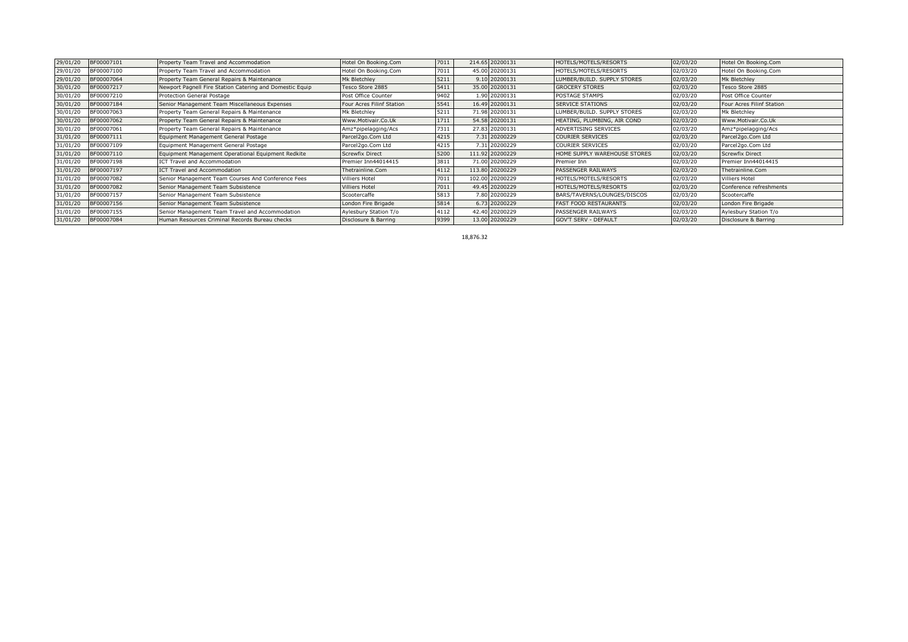| | | | | | | | | | |
|---|---|---|---|---|---|---|---|---|---|
| 29/01/20 | BF00007101 | Property Team Travel and Accommodation | Hotel On Booking.Com | 7011 | 214.65 | 20200131 | HOTELS/MOTELS/RESORTS | 02/03/20 | Hotel On Booking.Com |
| 29/01/20 | BF00007100 | Property Team Travel and Accommodation | Hotel On Booking.Com | 7011 | 45.00 | 20200131 | HOTELS/MOTELS/RESORTS | 02/03/20 | Hotel On Booking.Com |
| 29/01/20 | BF00007064 | Property Team General Repairs & Maintenance | Mk Bletchley | 5211 | 9.10 | 20200131 | LUMBER/BUILD. SUPPLY STORES | 02/03/20 | Mk Bletchley |
| 30/01/20 | BF00007217 | Newport Pagnell Fire Station Catering and Domestic Equip | Tesco Store 2885 | 5411 | 35.00 | 20200131 | GROCERY STORES | 02/03/20 | Tesco Store 2885 |
| 30/01/20 | BF00007210 | Protection General Postage | Post Office Counter | 9402 | 1.90 | 20200131 | POSTAGE STAMPS | 02/03/20 | Post Office Counter |
| 30/01/20 | BF00007184 | Senior Management Team Miscellaneous Expenses | Four Acres Filinf Station | 5541 | 16.49 | 20200131 | SERVICE STATIONS | 02/03/20 | Four Acres Filinf Station |
| 30/01/20 | BF00007063 | Property Team General Repairs & Maintenance | Mk Bletchley | 5211 | 71.98 | 20200131 | LUMBER/BUILD. SUPPLY STORES | 02/03/20 | Mk Bletchley |
| 30/01/20 | BF00007062 | Property Team General Repairs & Maintenance | Www.Motivair.Co.Uk | 1711 | 54.58 | 20200131 | HEATING, PLUMBING, AIR COND | 02/03/20 | Www.Motivair.Co.Uk |
| 30/01/20 | BF00007061 | Property Team General Repairs & Maintenance | Amz*pipelagging/Acs | 7311 | 27.83 | 20200131 | ADVERTISING SERVICES | 02/03/20 | Amz*pipelagging/Acs |
| 31/01/20 | BF00007111 | Equipment Management General Postage | Parcel2go.Com Ltd | 4215 | 7.31 | 20200229 | COURIER SERVICES | 02/03/20 | Parcel2go.Com Ltd |
| 31/01/20 | BF00007109 | Equipment Management General Postage | Parcel2go.Com Ltd | 4215 | 7.31 | 20200229 | COURIER SERVICES | 02/03/20 | Parcel2go.Com Ltd |
| 31/01/20 | BF00007110 | Equipment Management Operational Equipment Redkite | Screwfix Direct | 5200 | 111.92 | 20200229 | HOME SUPPLY WAREHOUSE STORES | 02/03/20 | Screwfix Direct |
| 31/01/20 | BF00007198 | ICT Travel and Accommodation | Premier Inn44014415 | 3811 | 71.00 | 20200229 | Premier Inn | 02/03/20 | Premier Inn44014415 |
| 31/01/20 | BF00007197 | ICT Travel and Accommodation | Thetrainline.Com | 4112 | 113.80 | 20200229 | PASSENGER RAILWAYS | 02/03/20 | Thetrainline.Com |
| 31/01/20 | BF00007082 | Senior Management Team Courses And Conference Fees | Villiers Hotel | 7011 | 102.00 | 20200229 | HOTELS/MOTELS/RESORTS | 02/03/20 | Villiers Hotel |
| 31/01/20 | BF00007082 | Senior Management Team Subsistence | Villiers Hotel | 7011 | 49.45 | 20200229 | HOTELS/MOTELS/RESORTS | 02/03/20 | Conference refreshments |
| 31/01/20 | BF00007157 | Senior Management Team Subsistence | Scootercaffe | 5813 | 7.80 | 20200229 | BARS/TAVERNS/LOUNGES/DISCOS | 02/03/20 | Scootercaffe |
| 31/01/20 | BF00007156 | Senior Management Team Subsistence | London Fire Brigade | 5814 | 6.73 | 20200229 | FAST FOOD RESTAURANTS | 02/03/20 | London Fire Brigade |
| 31/01/20 | BF00007155 | Senior Management Team Travel and Accommodation | Aylesbury Station T/o | 4112 | 42.40 | 20200229 | PASSENGER RAILWAYS | 02/03/20 | Aylesbury Station T/o |
| 31/01/20 | BF00007084 | Human Resources Criminal Records Bureau checks | Disclosure & Barring | 9399 | 13.00 | 20200229 | GOV'T SERV - DEFAULT | 02/03/20 | Disclosure & Barring |

18,876.32